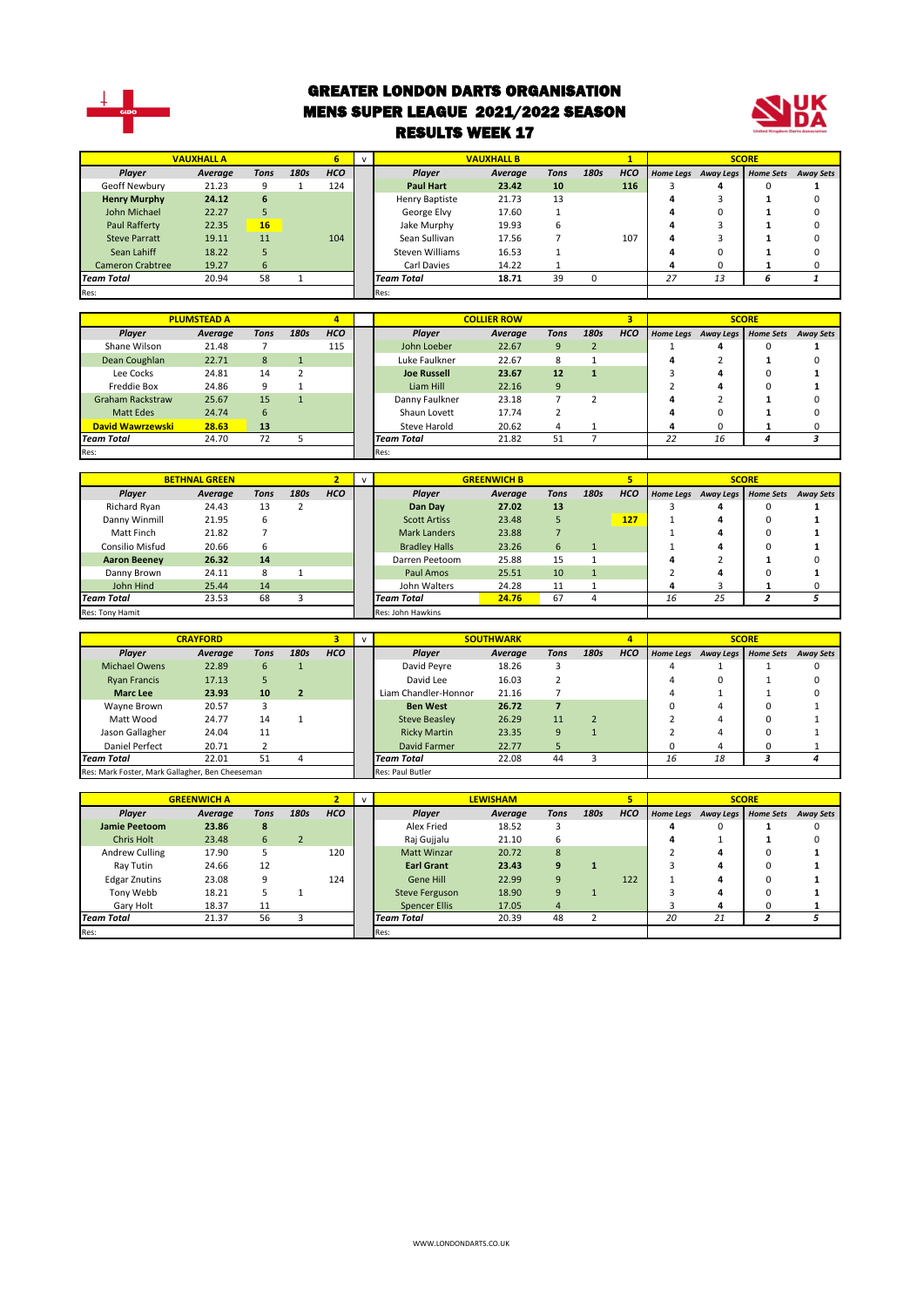# GREATER LONDON DARTS ORGANISATION
## MENS SUPER LEAGUE 2021/2022 SEASON
### RESULTS WEEK 17

| VAUXHALL A | | | | 6 | v | VAUXHALL B | | | | 1 | SCORE | | | |
|---|---|---|---|---|---|---|---|---|---|---|---|---|---|---|
| Player | Average | Tons | 180s | HCO | | Player | Average | Tons | 180s | HCO | Home Legs | Away Legs | Home Sets | Away Sets |
| Geoff Newbury | 21.23 | 9 | 1 | 124 | | **Paul Hart** | **23.42** | **10** | | **116** | 3 | **4** | 0 | **1** |
| **Henry Murphy** | **24.12** | **6** | | | | Henry Baptiste | 21.73 | 13 | | | **4** | 3 | **1** | 0 |
| John Michael | 22.27 | 5 | | | | George Elvy | 17.60 | 1 | | | **4** | 0 | **1** | 0 |
| Paul Rafferty | 22.35 | **16** | | | | Jake Murphy | 19.93 | 6 | | | **4** | 3 | **1** | 0 |
| Steve Parratt | 19.11 | 11 | | 104 | | Sean Sullivan | 17.56 | 7 | | 107 | **4** | 3 | **1** | 0 |
| Sean Lahiff | 18.22 | 5 | | | | Steven Williams | 16.53 | 1 | | | **4** | 0 | **1** | 0 |
| Cameron Crabtree | 19.27 | 6 | | | | Carl Davies | 14.22 | 1 | | | **4** | 0 | **1** | 0 |
| *Team Total* | 20.94 | 58 | 1 | | | *Team Total* | 18.71 | 39 | 0 | | *27* | *13* | *6* | *1* |
| Res: | | | | | | Res: | | | | | | | | |

| PLUMSTEAD A | | | | 4 | | COLLIER ROW | | | | 3 | SCORE | | | |
|---|---|---|---|---|---|---|---|---|---|---|---|---|---|---|
| Player | Average | Tons | 180s | HCO | | Player | Average | Tons | 180s | HCO | Home Legs | Away Legs | Home Sets | Away Sets |
| Shane Wilson | 21.48 | 7 | | 115 | | John Loeber | 22.67 | 9 | 2 | | 1 | **4** | 0 | **1** |
| Dean Coughlan | 22.71 | 8 | 1 | | | Luke Faulkner | 22.67 | 8 | 1 | | **4** | 2 | **1** | 0 |
| Lee Cocks | 24.81 | 14 | 2 | | | **Joe Russell** | **23.67** | **12** | **1** | | 3 | **4** | 0 | **1** |
| Freddie Box | 24.86 | 9 | 1 | | | Liam Hill | 22.16 | 9 | | | 2 | **4** | 0 | **1** |
| Graham Rackstraw | 25.67 | 15 | 1 | | | Danny Faulkner | 23.18 | 7 | 2 | | **4** | 2 | **1** | 0 |
| Matt Edes | 24.74 | 6 | | | | Shaun Lovett | 17.74 | 2 | | | **4** | 0 | **1** | 0 |
| **David Wawrzewski** | **28.63** | **13** | | | | Steve Harold | 20.62 | 4 | 1 | | **4** | 0 | **1** | 0 |
| *Team Total* | 24.70 | 72 | 5 | | | *Team Total* | 21.82 | 51 | 7 | | *22* | *16* | *4* | *3* |
| Res: | | | | | | Res: | | | | | | | | |

| BETHNAL GREEN | | | | 2 | v | GREENWICH B | | | | 5 | SCORE | | | |
|---|---|---|---|---|---|---|---|---|---|---|---|---|---|---|
| Player | Average | Tons | 180s | HCO | | Player | Average | Tons | 180s | HCO | Home Legs | Away Legs | Home Sets | Away Sets |
| Richard Ryan | 24.43 | 13 | 2 | | | **Dan Day** | **27.02** | **13** | | | 3 | **4** | 0 | **1** |
| Danny Winmill | 21.95 | 6 | | | | Scott Artiss | 23.48 | 5 | | **127** | 1 | **4** | 0 | **1** |
| Matt Finch | 21.82 | 7 | | | | Mark Landers | 23.88 | 7 | | | 1 | **4** | 0 | **1** |
| Consilio Misfud | 20.66 | 6 | | | | Bradley Halls | 23.26 | 6 | 1 | | 1 | **4** | 0 | **1** |
| **Aaron Beeney** | **26.32** | **14** | | | | Darren Peetoom | 25.88 | 15 | 1 | | **4** | 2 | **1** | 0 |
| Danny Brown | 24.11 | 8 | 1 | | | Paul Amos | 25.51 | 10 | 1 | | 2 | **4** | 0 | **1** |
| John Hind | 25.44 | 14 | | | | John Walters | 24.28 | 11 | 1 | | **4** | 3 | **1** | 0 |
| *Team Total* | 23.53 | 68 | 3 | | | *Team Total* | **24.76** | 67 | 4 | | *16* | *25* | *2* | *5* |
| Res: Tony Hamit | | | | | | Res: John Hawkins | | | | | | | | |

| CRAYFORD | | | | 3 | v | SOUTHWARK | | | | 4 | SCORE | | | |
|---|---|---|---|---|---|---|---|---|---|---|---|---|---|---|
| Player | Average | Tons | 180s | HCO | | Player | Average | Tons | 180s | HCO | Home Legs | Away Legs | Home Sets | Away Sets |
| Michael Owens | 22.89 | 6 | 1 | | | David Peyre | 18.26 | 3 | | | 4 | 1 | 1 | 0 |
| Ryan Francis | 17.13 | 5 | | | | David Lee | 16.03 | 2 | | | 4 | 0 | 1 | 0 |
| **Marc Lee** | **23.93** | **10** | **2** | | | Liam Chandler-Honnor | 21.16 | 7 | | | 4 | 1 | 1 | 0 |
| Wayne Brown | 20.57 | 3 | | | | **Ben West** | **26.72** | **7** | | | 0 | 4 | 0 | 1 |
| Matt Wood | 24.77 | 14 | 1 | | | Steve Beasley | 26.29 | 11 | 2 | | 2 | 4 | 0 | 1 |
| Jason Gallagher | 24.04 | 11 | | | | Ricky Martin | 23.35 | 9 | 1 | | 2 | 4 | 0 | 1 |
| Daniel Perfect | 20.71 | 2 | | | | David Farmer | 22.77 | 5 | | | 0 | 4 | 0 | 1 |
| *Team Total* | 22.01 | 51 | 4 | | | *Team Total* | 22.08 | 44 | 3 | | *16* | *18* | *3* | *4* |
| Res: Mark Foster, Mark Gallagher, Ben Cheeseman | | | | | | Res: Paul Butler | | | | | | | | |

| GREENWICH A | | | | 2 | v | LEWISHAM | | | | 5 | SCORE | | | |
|---|---|---|---|---|---|---|---|---|---|---|---|---|---|---|
| Player | Average | Tons | 180s | HCO | | Player | Average | Tons | 180s | HCO | Home Legs | Away Legs | Home Sets | Away Sets |
| **Jamie Peetoom** | **23.86** | **8** | | | | Alex Fried | 18.52 | 3 | | | **4** | 0 | **1** | 0 |
| Chris Holt | 23.48 | 6 | 2 | | | Raj Gujjalu | 21.10 | 6 | | | **4** | 1 | **1** | 0 |
| Andrew Culling | 17.90 | 5 | | 120 | | Matt Winzar | 20.72 | 8 | | | 2 | **4** | 0 | **1** |
| Ray Tutin | 24.66 | 12 | | | | **Earl Grant** | **23.43** | **9** | **1** | | 3 | **4** | 0 | **1** |
| Edgar Znutins | 23.08 | 9 | | 124 | | Gene Hill | 22.99 | 9 | | 122 | 1 | **4** | 0 | **1** |
| Tony Webb | 18.21 | 5 | 1 | | | Steve Ferguson | 18.90 | 9 | 1 | | 3 | **4** | 0 | **1** |
| Gary Holt | 18.37 | 11 | | | | Spencer Ellis | 17.05 | 4 | | | 3 | **4** | 0 | **1** |
| *Team Total* | 21.37 | 56 | 3 | | | *Team Total* | 20.39 | 48 | 2 | | *20* | *21* | *2* | *5* |
| Res: | | | | | | Res: | | | | | | | | |

WWW.LONDONDARTS.CO.UK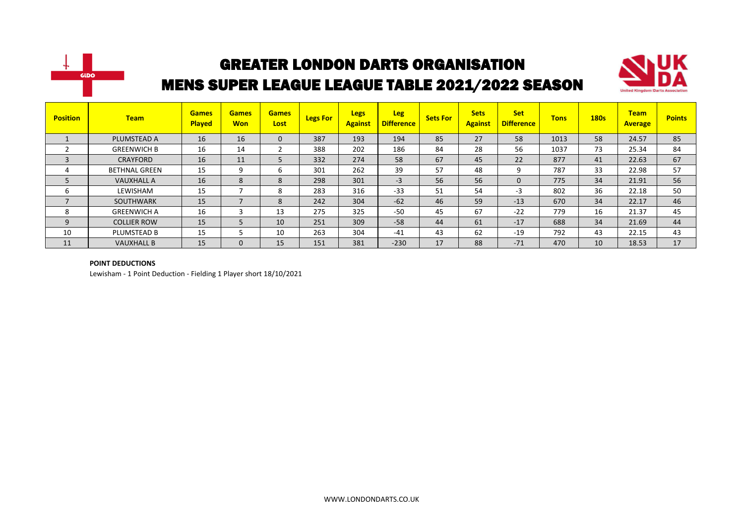# GREATER LONDON DARTS ORGANISATION

## MENS SUPER LEAGUE LEAGUE TABLE 2021/2022 SEASON

| Position | Team | Games Played | Games Won | Games Lost | Legs For | Legs Against | Leg Difference | Sets For | Sets Against | Set Difference | Tons | 180s | Team Average | Points |
|---|---|---|---|---|---|---|---|---|---|---|---|---|---|---|
| 1 | PLUMSTEAD A | 16 | 16 | 0 | 387 | 193 | 194 | 85 | 27 | 58 | 1013 | 58 | 24.57 | 85 |
| 2 | GREENWICH B | 16 | 14 | 2 | 388 | 202 | 186 | 84 | 28 | 56 | 1037 | 73 | 25.34 | 84 |
| 3 | CRAYFORD | 16 | 11 | 5 | 332 | 274 | 58 | 67 | 45 | 22 | 877 | 41 | 22.63 | 67 |
| 4 | BETHNAL GREEN | 15 | 9 | 6 | 301 | 262 | 39 | 57 | 48 | 9 | 787 | 33 | 22.98 | 57 |
| 5 | VAUXHALL A | 16 | 8 | 8 | 298 | 301 | -3 | 56 | 56 | 0 | 775 | 34 | 21.91 | 56 |
| 6 | LEWISHAM | 15 | 7 | 8 | 283 | 316 | -33 | 51 | 54 | -3 | 802 | 36 | 22.18 | 50 |
| 7 | SOUTHWARK | 15 | 7 | 8 | 242 | 304 | -62 | 46 | 59 | -13 | 670 | 34 | 22.17 | 46 |
| 8 | GREENWICH A | 16 | 3 | 13 | 275 | 325 | -50 | 45 | 67 | -22 | 779 | 16 | 21.37 | 45 |
| 9 | COLLIER ROW | 15 | 5 | 10 | 251 | 309 | -58 | 44 | 61 | -17 | 688 | 34 | 21.69 | 44 |
| 10 | PLUMSTEAD B | 15 | 5 | 10 | 263 | 304 | -41 | 43 | 62 | -19 | 792 | 43 | 22.15 | 43 |
| 11 | VAUXHALL B | 15 | 0 | 15 | 151 | 381 | -230 | 17 | 88 | -71 | 470 | 10 | 18.53 | 17 |

**POINT DEDUCTIONS**

Lewisham - 1 Point Deduction - Fielding 1 Player short 18/10/2021

WWW.LONDONDARTS.CO.UK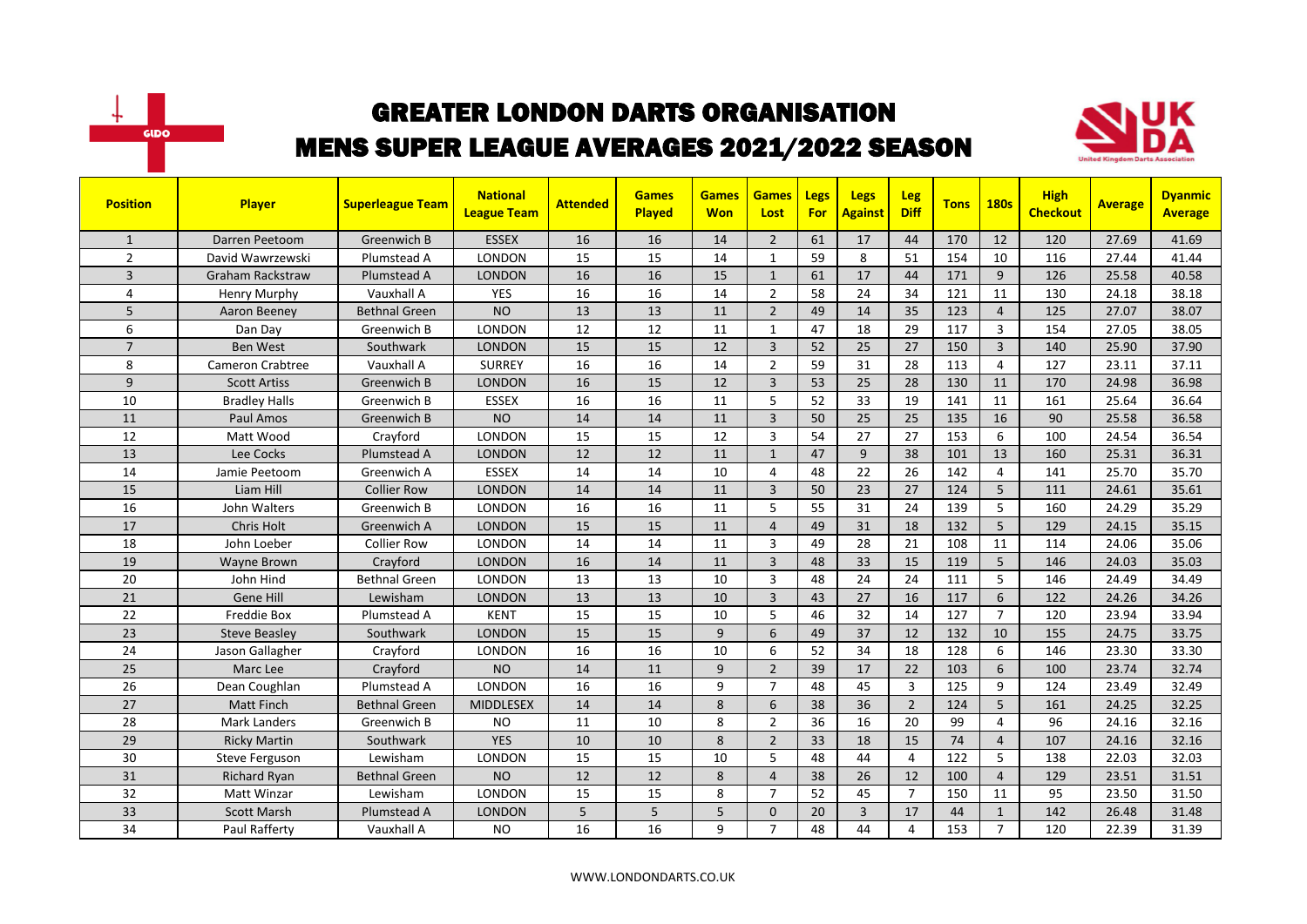# GREATER LONDON DARTS ORGANISATION
# MENS SUPER LEAGUE AVERAGES 2021/2022 SEASON

| Position | Player | Superleague Team | National League Team | Attended | Games Played | Games Won | Games Lost | Legs For | Legs Against | Leg Diff | Tons | 180s | High Checkout | Average | Dyanmic Average |
|---|---|---|---|---|---|---|---|---|---|---|---|---|---|---|---|
| 1 | Darren Peetoom | Greenwich B | ESSEX | 16 | 16 | 14 | 2 | 61 | 17 | 44 | 170 | 12 | 120 | 27.69 | 41.69 |
| 2 | David Wawrzewski | Plumstead A | LONDON | 15 | 15 | 14 | 1 | 59 | 8 | 51 | 154 | 10 | 116 | 27.44 | 41.44 |
| 3 | Graham Rackstraw | Plumstead A | LONDON | 16 | 16 | 15 | 1 | 61 | 17 | 44 | 171 | 9 | 126 | 25.58 | 40.58 |
| 4 | Henry Murphy | Vauxhall A | YES | 16 | 16 | 14 | 2 | 58 | 24 | 34 | 121 | 11 | 130 | 24.18 | 38.18 |
| 5 | Aaron Beeney | Bethnal Green | NO | 13 | 13 | 11 | 2 | 49 | 14 | 35 | 123 | 4 | 125 | 27.07 | 38.07 |
| 6 | Dan Day | Greenwich B | LONDON | 12 | 12 | 11 | 1 | 47 | 18 | 29 | 117 | 3 | 154 | 27.05 | 38.05 |
| 7 | Ben West | Southwark | LONDON | 15 | 15 | 12 | 3 | 52 | 25 | 27 | 150 | 3 | 140 | 25.90 | 37.90 |
| 8 | Cameron Crabtree | Vauxhall A | SURREY | 16 | 16 | 14 | 2 | 59 | 31 | 28 | 113 | 4 | 127 | 23.11 | 37.11 |
| 9 | Scott Artiss | Greenwich B | LONDON | 16 | 15 | 12 | 3 | 53 | 25 | 28 | 130 | 11 | 170 | 24.98 | 36.98 |
| 10 | Bradley Halls | Greenwich B | ESSEX | 16 | 16 | 11 | 5 | 52 | 33 | 19 | 141 | 11 | 161 | 25.64 | 36.64 |
| 11 | Paul Amos | Greenwich B | NO | 14 | 14 | 11 | 3 | 50 | 25 | 25 | 135 | 16 | 90 | 25.58 | 36.58 |
| 12 | Matt Wood | Crayford | LONDON | 15 | 15 | 12 | 3 | 54 | 27 | 27 | 153 | 6 | 100 | 24.54 | 36.54 |
| 13 | Lee Cocks | Plumstead A | LONDON | 12 | 12 | 11 | 1 | 47 | 9 | 38 | 101 | 13 | 160 | 25.31 | 36.31 |
| 14 | Jamie Peetoom | Greenwich A | ESSEX | 14 | 14 | 10 | 4 | 48 | 22 | 26 | 142 | 4 | 141 | 25.70 | 35.70 |
| 15 | Liam Hill | Collier Row | LONDON | 14 | 14 | 11 | 3 | 50 | 23 | 27 | 124 | 5 | 111 | 24.61 | 35.61 |
| 16 | John Walters | Greenwich B | LONDON | 16 | 16 | 11 | 5 | 55 | 31 | 24 | 139 | 5 | 160 | 24.29 | 35.29 |
| 17 | Chris Holt | Greenwich A | LONDON | 15 | 15 | 11 | 4 | 49 | 31 | 18 | 132 | 5 | 129 | 24.15 | 35.15 |
| 18 | John Loeber | Collier Row | LONDON | 14 | 14 | 11 | 3 | 49 | 28 | 21 | 108 | 11 | 114 | 24.06 | 35.06 |
| 19 | Wayne Brown | Crayford | LONDON | 16 | 14 | 11 | 3 | 48 | 33 | 15 | 119 | 5 | 146 | 24.03 | 35.03 |
| 20 | John Hind | Bethnal Green | LONDON | 13 | 13 | 10 | 3 | 48 | 24 | 24 | 111 | 5 | 146 | 24.49 | 34.49 |
| 21 | Gene Hill | Lewisham | LONDON | 13 | 13 | 10 | 3 | 43 | 27 | 16 | 117 | 6 | 122 | 24.26 | 34.26 |
| 22 | Freddie Box | Plumstead A | KENT | 15 | 15 | 10 | 5 | 46 | 32 | 14 | 127 | 7 | 120 | 23.94 | 33.94 |
| 23 | Steve Beasley | Southwark | LONDON | 15 | 15 | 9 | 6 | 49 | 37 | 12 | 132 | 10 | 155 | 24.75 | 33.75 |
| 24 | Jason Gallagher | Crayford | LONDON | 16 | 16 | 10 | 6 | 52 | 34 | 18 | 128 | 6 | 146 | 23.30 | 33.30 |
| 25 | Marc Lee | Crayford | NO | 14 | 11 | 9 | 2 | 39 | 17 | 22 | 103 | 6 | 100 | 23.74 | 32.74 |
| 26 | Dean Coughlan | Plumstead A | LONDON | 16 | 16 | 9 | 7 | 48 | 45 | 3 | 125 | 9 | 124 | 23.49 | 32.49 |
| 27 | Matt Finch | Bethnal Green | MIDDLESEX | 14 | 14 | 8 | 6 | 38 | 36 | 2 | 124 | 5 | 161 | 24.25 | 32.25 |
| 28 | Mark Landers | Greenwich B | NO | 11 | 10 | 8 | 2 | 36 | 16 | 20 | 99 | 4 | 96 | 24.16 | 32.16 |
| 29 | Ricky Martin | Southwark | YES | 10 | 10 | 8 | 2 | 33 | 18 | 15 | 74 | 4 | 107 | 24.16 | 32.16 |
| 30 | Steve Ferguson | Lewisham | LONDON | 15 | 15 | 10 | 5 | 48 | 44 | 4 | 122 | 5 | 138 | 22.03 | 32.03 |
| 31 | Richard Ryan | Bethnal Green | NO | 12 | 12 | 8 | 4 | 38 | 26 | 12 | 100 | 4 | 129 | 23.51 | 31.51 |
| 32 | Matt Winzar | Lewisham | LONDON | 15 | 15 | 8 | 7 | 52 | 45 | 7 | 150 | 11 | 95 | 23.50 | 31.50 |
| 33 | Scott Marsh | Plumstead A | LONDON | 5 | 5 | 5 | 0 | 20 | 3 | 17 | 44 | 1 | 142 | 26.48 | 31.48 |
| 34 | Paul Rafferty | Vauxhall A | NO | 16 | 16 | 9 | 7 | 48 | 44 | 4 | 153 | 7 | 120 | 22.39 | 31.39 |

WWW.LONDONDARTS.CO.UK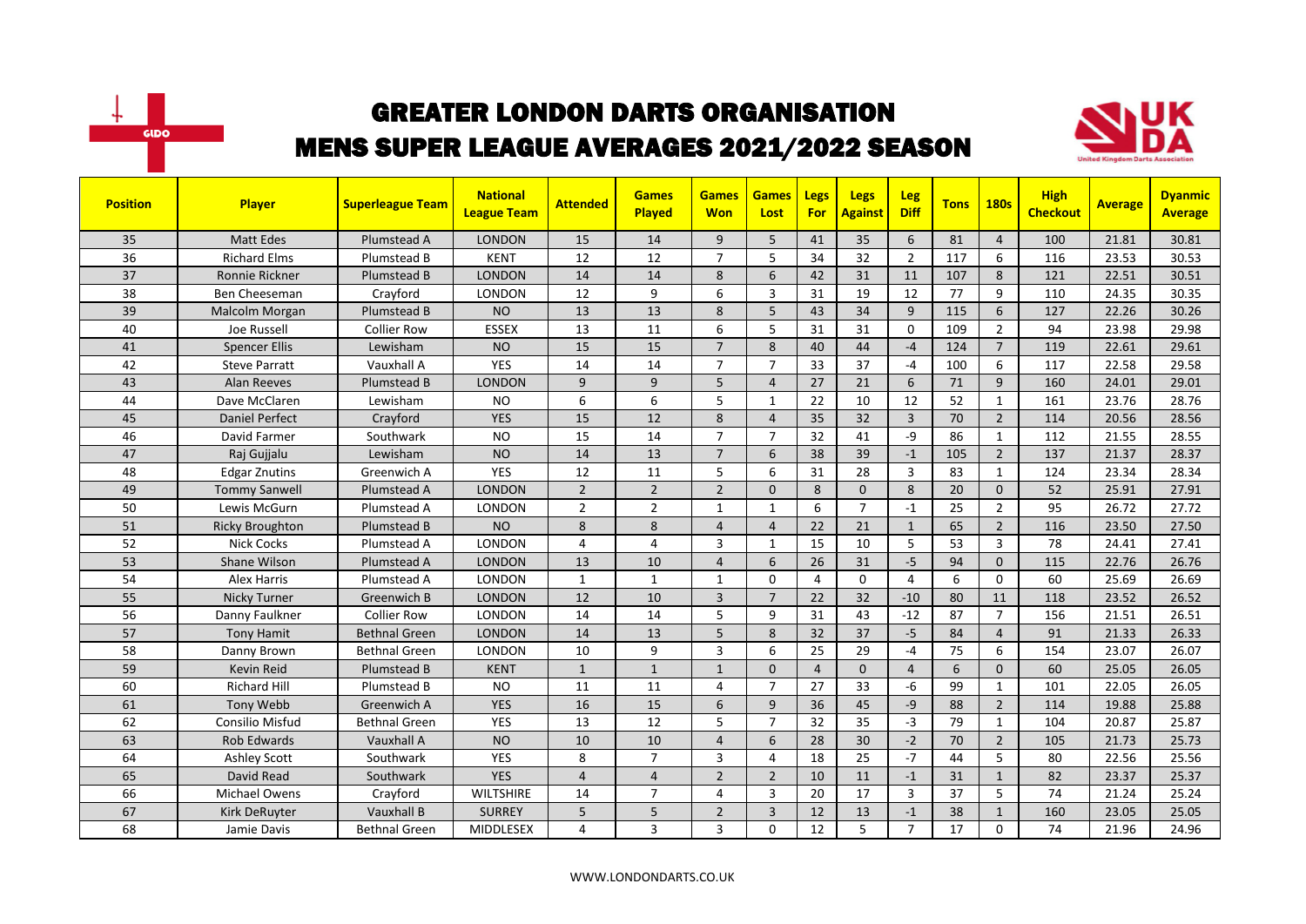# GREATER LONDON DARTS ORGANISATION

## MENS SUPER LEAGUE AVERAGES 2021/2022 SEASON

| Position | Player | Superleague Team | National League Team | Attended | Games Played | Games Won | Games Lost | Legs For | Legs Against | Leg Diff | Tons | 180s | High Checkout | Average | Dyanmic Average |
|---|---|---|---|---|---|---|---|---|---|---|---|---|---|---|---|
| 35 | Matt Edes | Plumstead A | LONDON | 15 | 14 | 9 | 5 | 41 | 35 | 6 | 81 | 4 | 100 | 21.81 | 30.81 |
| 36 | Richard Elms | Plumstead B | KENT | 12 | 12 | 7 | 5 | 34 | 32 | 2 | 117 | 6 | 116 | 23.53 | 30.53 |
| 37 | Ronnie Rickner | Plumstead B | LONDON | 14 | 14 | 8 | 6 | 42 | 31 | 11 | 107 | 8 | 121 | 22.51 | 30.51 |
| 38 | Ben Cheeseman | Crayford | LONDON | 12 | 9 | 6 | 3 | 31 | 19 | 12 | 77 | 9 | 110 | 24.35 | 30.35 |
| 39 | Malcolm Morgan | Plumstead B | NO | 13 | 13 | 8 | 5 | 43 | 34 | 9 | 115 | 6 | 127 | 22.26 | 30.26 |
| 40 | Joe Russell | Collier Row | ESSEX | 13 | 11 | 6 | 5 | 31 | 31 | 0 | 109 | 2 | 94 | 23.98 | 29.98 |
| 41 | Spencer Ellis | Lewisham | NO | 15 | 15 | 7 | 8 | 40 | 44 | -4 | 124 | 7 | 119 | 22.61 | 29.61 |
| 42 | Steve Parratt | Vauxhall A | YES | 14 | 14 | 7 | 7 | 33 | 37 | -4 | 100 | 6 | 117 | 22.58 | 29.58 |
| 43 | Alan Reeves | Plumstead B | LONDON | 9 | 9 | 5 | 4 | 27 | 21 | 6 | 71 | 9 | 160 | 24.01 | 29.01 |
| 44 | Dave McClaren | Lewisham | NO | 6 | 6 | 5 | 1 | 22 | 10 | 12 | 52 | 1 | 161 | 23.76 | 28.76 |
| 45 | Daniel Perfect | Crayford | YES | 15 | 12 | 8 | 4 | 35 | 32 | 3 | 70 | 2 | 114 | 20.56 | 28.56 |
| 46 | David Farmer | Southwark | NO | 15 | 14 | 7 | 7 | 32 | 41 | -9 | 86 | 1 | 112 | 21.55 | 28.55 |
| 47 | Raj Gujjalu | Lewisham | NO | 14 | 13 | 7 | 6 | 38 | 39 | -1 | 105 | 2 | 137 | 21.37 | 28.37 |
| 48 | Edgar Znutins | Greenwich A | YES | 12 | 11 | 5 | 6 | 31 | 28 | 3 | 83 | 1 | 124 | 23.34 | 28.34 |
| 49 | Tommy Sanwell | Plumstead A | LONDON | 2 | 2 | 2 | 0 | 8 | 0 | 8 | 20 | 0 | 52 | 25.91 | 27.91 |
| 50 | Lewis McGurn | Plumstead A | LONDON | 2 | 2 | 1 | 1 | 6 | 7 | -1 | 25 | 2 | 95 | 26.72 | 27.72 |
| 51 | Ricky Broughton | Plumstead B | NO | 8 | 8 | 4 | 4 | 22 | 21 | 1 | 65 | 2 | 116 | 23.50 | 27.50 |
| 52 | Nick Cocks | Plumstead A | LONDON | 4 | 4 | 3 | 1 | 15 | 10 | 5 | 53 | 3 | 78 | 24.41 | 27.41 |
| 53 | Shane Wilson | Plumstead A | LONDON | 13 | 10 | 4 | 6 | 26 | 31 | -5 | 94 | 0 | 115 | 22.76 | 26.76 |
| 54 | Alex Harris | Plumstead A | LONDON | 1 | 1 | 1 | 0 | 4 | 0 | 4 | 6 | 0 | 60 | 25.69 | 26.69 |
| 55 | Nicky Turner | Greenwich B | LONDON | 12 | 10 | 3 | 7 | 22 | 32 | -10 | 80 | 11 | 118 | 23.52 | 26.52 |
| 56 | Danny Faulkner | Collier Row | LONDON | 14 | 14 | 5 | 9 | 31 | 43 | -12 | 87 | 7 | 156 | 21.51 | 26.51 |
| 57 | Tony Hamit | Bethnal Green | LONDON | 14 | 13 | 5 | 8 | 32 | 37 | -5 | 84 | 4 | 91 | 21.33 | 26.33 |
| 58 | Danny Brown | Bethnal Green | LONDON | 10 | 9 | 3 | 6 | 25 | 29 | -4 | 75 | 6 | 154 | 23.07 | 26.07 |
| 59 | Kevin Reid | Plumstead B | KENT | 1 | 1 | 1 | 0 | 4 | 0 | 4 | 6 | 0 | 60 | 25.05 | 26.05 |
| 60 | Richard Hill | Plumstead B | NO | 11 | 11 | 4 | 7 | 27 | 33 | -6 | 99 | 1 | 101 | 22.05 | 26.05 |
| 61 | Tony Webb | Greenwich A | YES | 16 | 15 | 6 | 9 | 36 | 45 | -9 | 88 | 2 | 114 | 19.88 | 25.88 |
| 62 | Consilio Misfud | Bethnal Green | YES | 13 | 12 | 5 | 7 | 32 | 35 | -3 | 79 | 1 | 104 | 20.87 | 25.87 |
| 63 | Rob Edwards | Vauxhall A | NO | 10 | 10 | 4 | 6 | 28 | 30 | -2 | 70 | 2 | 105 | 21.73 | 25.73 |
| 64 | Ashley Scott | Southwark | YES | 8 | 7 | 3 | 4 | 18 | 25 | -7 | 44 | 5 | 80 | 22.56 | 25.56 |
| 65 | David Read | Southwark | YES | 4 | 4 | 2 | 2 | 10 | 11 | -1 | 31 | 1 | 82 | 23.37 | 25.37 |
| 66 | Michael Owens | Crayford | WILTSHIRE | 14 | 7 | 4 | 3 | 20 | 17 | 3 | 37 | 5 | 74 | 21.24 | 25.24 |
| 67 | Kirk DeRuyter | Vauxhall B | SURREY | 5 | 5 | 2 | 3 | 12 | 13 | -1 | 38 | 1 | 160 | 23.05 | 25.05 |
| 68 | Jamie Davis | Bethnal Green | MIDDLESEX | 4 | 3 | 3 | 0 | 12 | 5 | 7 | 17 | 0 | 74 | 21.96 | 24.96 |

WWW.LONDONDARTS.CO.UK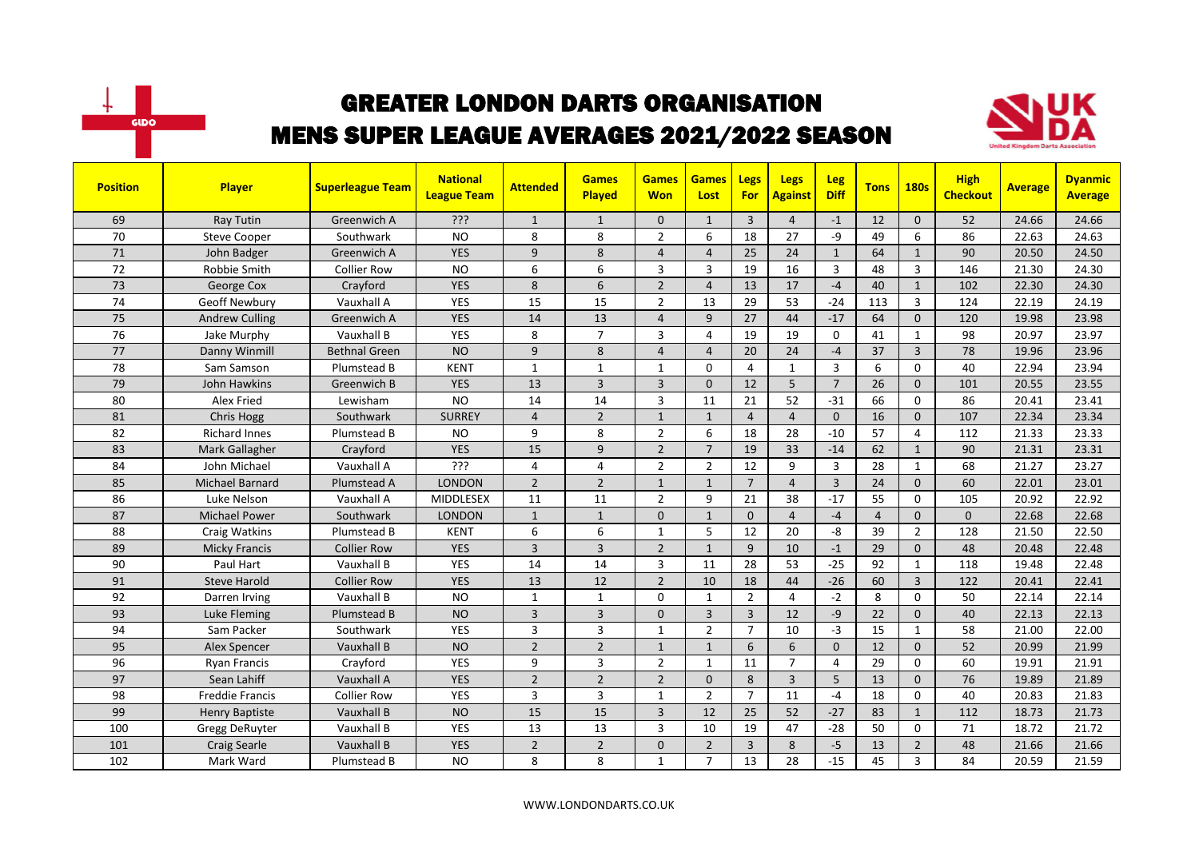# GREATER LONDON DARTS ORGANISATION

## MENS SUPER LEAGUE AVERAGES 2021/2022 SEASON

| Position | Player | Superleague Team | National League Team | Attended | Games Played | Games Won | Games Lost | Legs For | Legs Against | Leg Diff | Tons | 180s | High Checkout | Average | Dyanmic Average |
|---|---|---|---|---|---|---|---|---|---|---|---|---|---|---|---|
| 69 | Ray Tutin | Greenwich A | ??? | 1 | 1 | 0 | 1 | 3 | 4 | -1 | 12 | 0 | 52 | 24.66 | 24.66 |
| 70 | Steve Cooper | Southwark | NO | 8 | 8 | 2 | 6 | 18 | 27 | -9 | 49 | 6 | 86 | 22.63 | 24.63 |
| 71 | John Badger | Greenwich A | YES | 9 | 8 | 4 | 4 | 25 | 24 | 1 | 64 | 1 | 90 | 20.50 | 24.50 |
| 72 | Robbie Smith | Collier Row | NO | 6 | 6 | 3 | 3 | 19 | 16 | 3 | 48 | 3 | 146 | 21.30 | 24.30 |
| 73 | George Cox | Crayford | YES | 8 | 6 | 2 | 4 | 13 | 17 | -4 | 40 | 1 | 102 | 22.30 | 24.30 |
| 74 | Geoff Newbury | Vauxhall A | YES | 15 | 15 | 2 | 13 | 29 | 53 | -24 | 113 | 3 | 124 | 22.19 | 24.19 |
| 75 | Andrew Culling | Greenwich A | YES | 14 | 13 | 4 | 9 | 27 | 44 | -17 | 64 | 0 | 120 | 19.98 | 23.98 |
| 76 | Jake Murphy | Vauxhall B | YES | 8 | 7 | 3 | 4 | 19 | 19 | 0 | 41 | 1 | 98 | 20.97 | 23.97 |
| 77 | Danny Winmill | Bethnal Green | NO | 9 | 8 | 4 | 4 | 20 | 24 | -4 | 37 | 3 | 78 | 19.96 | 23.96 |
| 78 | Sam Samson | Plumstead B | KENT | 1 | 1 | 1 | 0 | 4 | 1 | 3 | 6 | 0 | 40 | 22.94 | 23.94 |
| 79 | John Hawkins | Greenwich B | YES | 13 | 3 | 3 | 0 | 12 | 5 | 7 | 26 | 0 | 101 | 20.55 | 23.55 |
| 80 | Alex Fried | Lewisham | NO | 14 | 14 | 3 | 11 | 21 | 52 | -31 | 66 | 0 | 86 | 20.41 | 23.41 |
| 81 | Chris Hogg | Southwark | SURREY | 4 | 2 | 1 | 1 | 4 | 4 | 0 | 16 | 0 | 107 | 22.34 | 23.34 |
| 82 | Richard Innes | Plumstead B | NO | 9 | 8 | 2 | 6 | 18 | 28 | -10 | 57 | 4 | 112 | 21.33 | 23.33 |
| 83 | Mark Gallagher | Crayford | YES | 15 | 9 | 2 | 7 | 19 | 33 | -14 | 62 | 1 | 90 | 21.31 | 23.31 |
| 84 | John Michael | Vauxhall A | ??? | 4 | 4 | 2 | 2 | 12 | 9 | 3 | 28 | 1 | 68 | 21.27 | 23.27 |
| 85 | Michael Barnard | Plumstead A | LONDON | 2 | 2 | 1 | 1 | 7 | 4 | 3 | 24 | 0 | 60 | 22.01 | 23.01 |
| 86 | Luke Nelson | Vauxhall A | MIDDLESEX | 11 | 11 | 2 | 9 | 21 | 38 | -17 | 55 | 0 | 105 | 20.92 | 22.92 |
| 87 | Michael Power | Southwark | LONDON | 1 | 1 | 0 | 1 | 0 | 4 | -4 | 4 | 0 | 0 | 22.68 | 22.68 |
| 88 | Craig Watkins | Plumstead B | KENT | 6 | 6 | 1 | 5 | 12 | 20 | -8 | 39 | 2 | 128 | 21.50 | 22.50 |
| 89 | Micky Francis | Collier Row | YES | 3 | 3 | 2 | 1 | 9 | 10 | -1 | 29 | 0 | 48 | 20.48 | 22.48 |
| 90 | Paul Hart | Vauxhall B | YES | 14 | 14 | 3 | 11 | 28 | 53 | -25 | 92 | 1 | 118 | 19.48 | 22.48 |
| 91 | Steve Harold | Collier Row | YES | 13 | 12 | 2 | 10 | 18 | 44 | -26 | 60 | 3 | 122 | 20.41 | 22.41 |
| 92 | Darren Irving | Vauxhall B | NO | 1 | 1 | 0 | 1 | 2 | 4 | -2 | 8 | 0 | 50 | 22.14 | 22.14 |
| 93 | Luke Fleming | Plumstead B | NO | 3 | 3 | 0 | 3 | 3 | 12 | -9 | 22 | 0 | 40 | 22.13 | 22.13 |
| 94 | Sam Packer | Southwark | YES | 3 | 3 | 1 | 2 | 7 | 10 | -3 | 15 | 1 | 58 | 21.00 | 22.00 |
| 95 | Alex Spencer | Vauxhall B | NO | 2 | 2 | 1 | 1 | 6 | 6 | 0 | 12 | 0 | 52 | 20.99 | 21.99 |
| 96 | Ryan Francis | Crayford | YES | 9 | 3 | 2 | 1 | 11 | 7 | 4 | 29 | 0 | 60 | 19.91 | 21.91 |
| 97 | Sean Lahiff | Vauxhall A | YES | 2 | 2 | 2 | 0 | 8 | 3 | 5 | 13 | 0 | 76 | 19.89 | 21.89 |
| 98 | Freddie Francis | Collier Row | YES | 3 | 3 | 1 | 2 | 7 | 11 | -4 | 18 | 0 | 40 | 20.83 | 21.83 |
| 99 | Henry Baptiste | Vauxhall B | NO | 15 | 15 | 3 | 12 | 25 | 52 | -27 | 83 | 1 | 112 | 18.73 | 21.73 |
| 100 | Gregg DeRuyter | Vauxhall B | YES | 13 | 13 | 3 | 10 | 19 | 47 | -28 | 50 | 0 | 71 | 18.72 | 21.72 |
| 101 | Craig Searle | Vauxhall B | YES | 2 | 2 | 0 | 2 | 3 | 8 | -5 | 13 | 2 | 48 | 21.66 | 21.66 |
| 102 | Mark Ward | Plumstead B | NO | 8 | 8 | 1 | 7 | 13 | 28 | -15 | 45 | 3 | 84 | 20.59 | 21.59 |

WWW.LONDONDARTS.CO.UK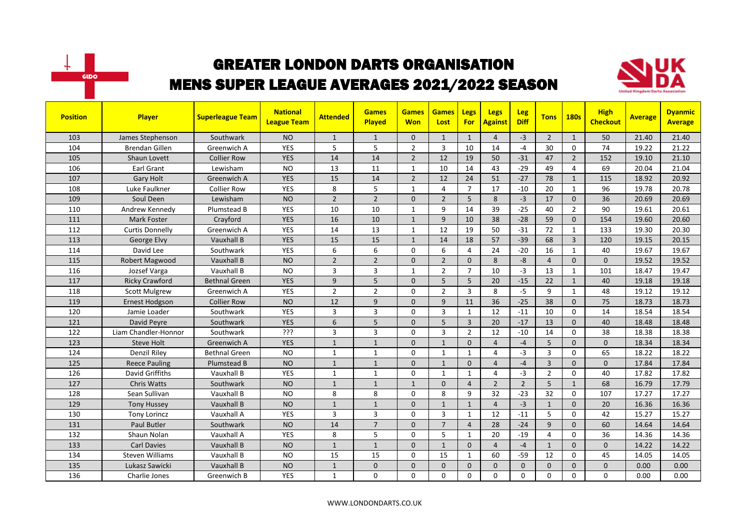# GREATER LONDON DARTS ORGANISATION

## MENS SUPER LEAGUE AVERAGES 2021/2022 SEASON

| Position | Player | Superleague Team | National League Team | Attended | Games Played | Games Won | Games Lost | Legs For | Legs Against | Leg Diff | Tons | 180s | High Checkout | Average | Dyanmic Average |
|---|---|---|---|---|---|---|---|---|---|---|---|---|---|---|---|
| 103 | James Stephenson | Southwark | NO | 1 | 1 | 0 | 1 | 1 | 4 | -3 | 2 | 1 | 50 | 21.40 | 21.40 |
| 104 | Brendan Gillen | Greenwich A | YES | 5 | 5 | 2 | 3 | 10 | 14 | -4 | 30 | 0 | 74 | 19.22 | 21.22 |
| 105 | Shaun Lovett | Collier Row | YES | 14 | 14 | 2 | 12 | 19 | 50 | -31 | 47 | 2 | 152 | 19.10 | 21.10 |
| 106 | Earl Grant | Lewisham | NO | 13 | 11 | 1 | 10 | 14 | 43 | -29 | 49 | 4 | 69 | 20.04 | 21.04 |
| 107 | Gary Holt | Greenwich A | YES | 15 | 14 | 2 | 12 | 24 | 51 | -27 | 78 | 1 | 115 | 18.92 | 20.92 |
| 108 | Luke Faulkner | Collier Row | YES | 8 | 5 | 1 | 4 | 7 | 17 | -10 | 20 | 1 | 96 | 19.78 | 20.78 |
| 109 | Soul Deen | Lewisham | NO | 2 | 2 | 0 | 2 | 5 | 8 | -3 | 17 | 0 | 36 | 20.69 | 20.69 |
| 110 | Andrew Kennedy | Plumstead B | YES | 10 | 10 | 1 | 9 | 14 | 39 | -25 | 40 | 2 | 90 | 19.61 | 20.61 |
| 111 | Mark Foster | Crayford | YES | 16 | 10 | 1 | 9 | 10 | 38 | -28 | 59 | 0 | 154 | 19.60 | 20.60 |
| 112 | Curtis Donnelly | Greenwich A | YES | 14 | 13 | 1 | 12 | 19 | 50 | -31 | 72 | 1 | 133 | 19.30 | 20.30 |
| 113 | George Elvy | Vauxhall B | YES | 15 | 15 | 1 | 14 | 18 | 57 | -39 | 68 | 3 | 120 | 19.15 | 20.15 |
| 114 | David Lee | Southwark | YES | 6 | 6 | 0 | 6 | 4 | 24 | -20 | 16 | 1 | 40 | 19.67 | 19.67 |
| 115 | Robert Magwood | Vauxhall B | NO | 2 | 2 | 0 | 2 | 0 | 8 | -8 | 4 | 0 | 0 | 19.52 | 19.52 |
| 116 | Jozsef Varga | Vauxhall B | NO | 3 | 3 | 1 | 2 | 7 | 10 | -3 | 13 | 1 | 101 | 18.47 | 19.47 |
| 117 | Ricky Crawford | Bethnal Green | YES | 9 | 5 | 0 | 5 | 5 | 20 | -15 | 22 | 1 | 40 | 19.18 | 19.18 |
| 118 | Scott Mulgrew | Greenwich A | YES | 2 | 2 | 0 | 2 | 3 | 8 | -5 | 9 | 1 | 48 | 19.12 | 19.12 |
| 119 | Ernest Hodgson | Collier Row | NO | 12 | 9 | 0 | 9 | 11 | 36 | -25 | 38 | 0 | 75 | 18.73 | 18.73 |
| 120 | Jamie Loader | Southwark | YES | 3 | 3 | 0 | 3 | 1 | 12 | -11 | 10 | 0 | 14 | 18.54 | 18.54 |
| 121 | David Peyre | Southwark | YES | 6 | 5 | 0 | 5 | 3 | 20 | -17 | 13 | 0 | 40 | 18.48 | 18.48 |
| 122 | Liam Chandler-Honnor | Southwark | ??? | 3 | 3 | 0 | 3 | 2 | 12 | -10 | 14 | 0 | 38 | 18.38 | 18.38 |
| 123 | Steve Holt | Greenwich A | YES | 1 | 1 | 0 | 1 | 0 | 4 | -4 | 5 | 0 | 0 | 18.34 | 18.34 |
| 124 | Denzil Riley | Bethnal Green | NO | 1 | 1 | 0 | 1 | 1 | 4 | -3 | 3 | 0 | 65 | 18.22 | 18.22 |
| 125 | Reece Pauling | Plumstead B | NO | 1 | 1 | 0 | 1 | 0 | 4 | -4 | 3 | 0 | 0 | 17.84 | 17.84 |
| 126 | David Griffiths | Vauxhall B | YES | 1 | 1 | 0 | 1 | 1 | 4 | -3 | 2 | 0 | 40 | 17.82 | 17.82 |
| 127 | Chris Watts | Southwark | NO | 1 | 1 | 1 | 0 | 4 | 2 | 2 | 5 | 1 | 68 | 16.79 | 17.79 |
| 128 | Sean Sullivan | Vauxhall B | NO | 8 | 8 | 0 | 8 | 9 | 32 | -23 | 32 | 0 | 107 | 17.27 | 17.27 |
| 129 | Tony Hussey | Vauxhall B | NO | 1 | 1 | 0 | 1 | 1 | 4 | -3 | 1 | 0 | 20 | 16.36 | 16.36 |
| 130 | Tony Lorincz | Vauxhall A | YES | 3 | 3 | 0 | 3 | 1 | 12 | -11 | 5 | 0 | 42 | 15.27 | 15.27 |
| 131 | Paul Butler | Southwark | NO | 14 | 7 | 0 | 7 | 4 | 28 | -24 | 9 | 0 | 60 | 14.64 | 14.64 |
| 132 | Shaun Nolan | Vauxhall A | YES | 8 | 5 | 0 | 5 | 1 | 20 | -19 | 4 | 0 | 36 | 14.36 | 14.36 |
| 133 | Carl Davies | Vauxhall B | NO | 1 | 1 | 0 | 1 | 0 | 4 | -4 | 1 | 0 | 0 | 14.22 | 14.22 |
| 134 | Steven Williams | Vauxhall B | NO | 15 | 15 | 0 | 15 | 1 | 60 | -59 | 12 | 0 | 45 | 14.05 | 14.05 |
| 135 | Lukasz Sawicki | Vauxhall B | NO | 1 | 0 | 0 | 0 | 0 | 0 | 0 | 0 | 0 | 0 | 0.00 | 0.00 |
| 136 | Charlie Jones | Greenwich B | YES | 1 | 0 | 0 | 0 | 0 | 0 | 0 | 0 | 0 | 0 | 0.00 | 0.00 |

WWW.LONDONDARTS.CO.UK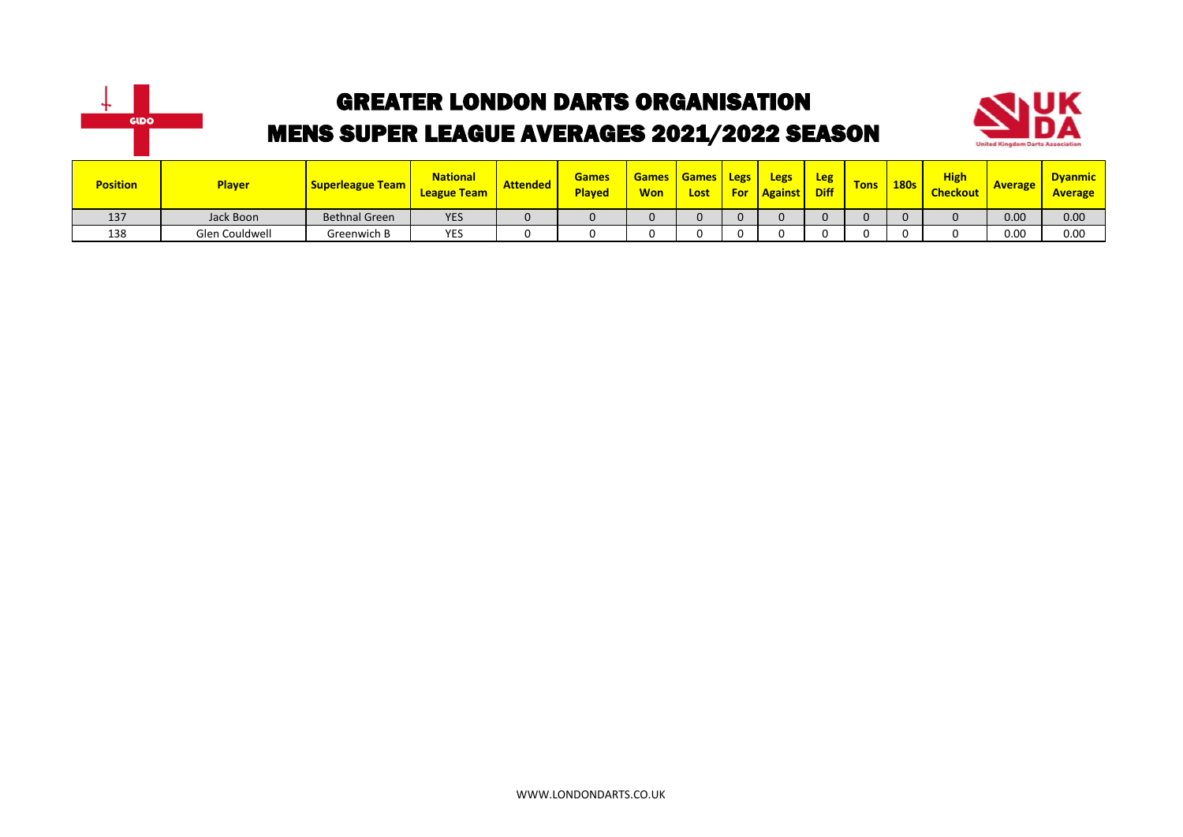# GREATER LONDON DARTS ORGANISATION

## MENS SUPER LEAGUE AVERAGES 2021/2022 SEASON

| Position | Player | Superleague Team | National League Team | Attended | Games Played | Games Won | Games Lost | Legs For | Legs Against | Leg Diff | Tons | 180s | High Checkout | Average | Dyanmic Average |
|---|---|---|---|---|---|---|---|---|---|---|---|---|---|---|---|
| 137 | Jack Boon | Bethnal Green | YES | 0 | 0 | 0 | 0 | 0 | 0 | 0 | 0 | 0 | 0 | 0.00 | 0.00 |
| 138 | Glen Couldwell | Greenwich B | YES | 0 | 0 | 0 | 0 | 0 | 0 | 0 | 0 | 0 | 0 | 0.00 | 0.00 |

WWW.LONDONDARTS.CO.UK